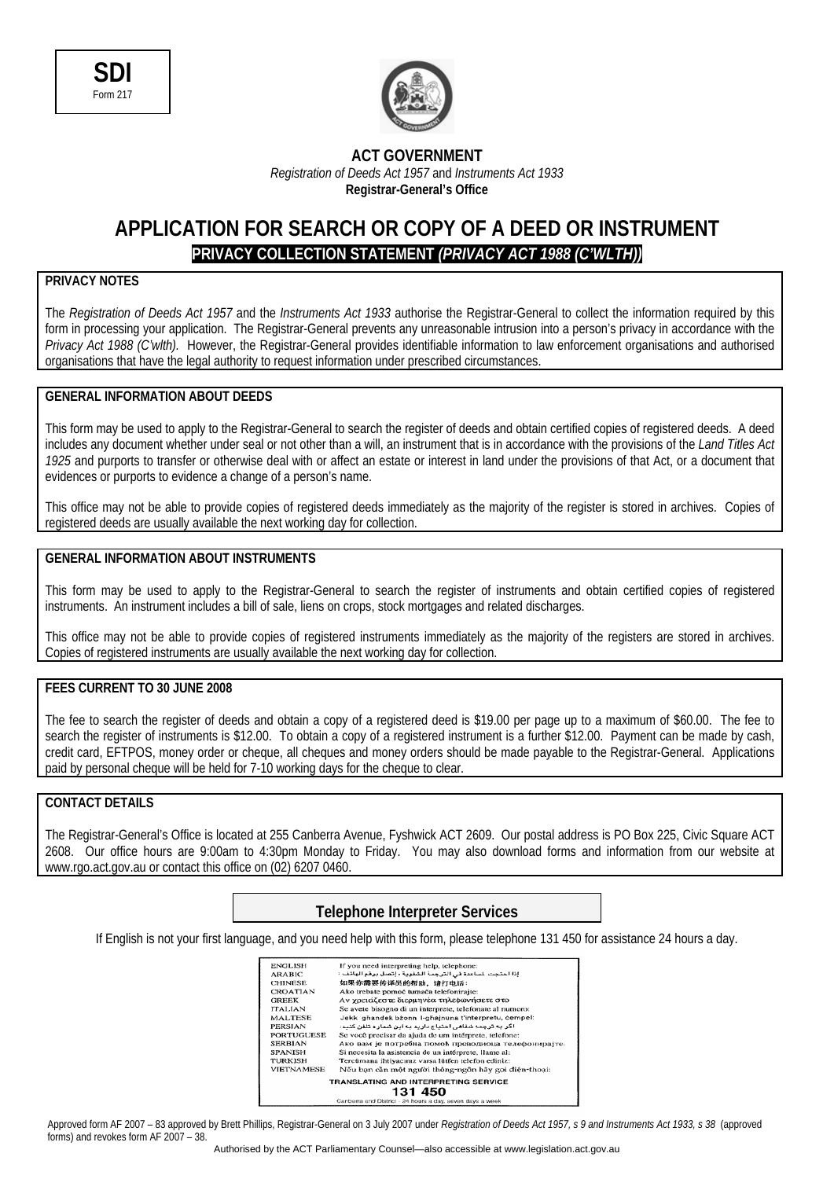**SDI**
Form 217

**ACT GOVERNMENT**
*Registration of Deeds Act 1957* and *Instruments Act 1933*
**Registrar-General's Office**

# APPLICATION FOR SEARCH OR COPY OF A DEED OR INSTRUMENT

## PRIVACY COLLECTION STATEMENT *(PRIVACY ACT 1988 (C'WLTH))*

**PRIVACY NOTES**

The *Registration of Deeds Act 1957* and the *Instruments Act 1933* authorise the Registrar-General to collect the information required by this form in processing your application. The Registrar-General prevents any unreasonable intrusion into a person's privacy in accordance with the *Privacy Act 1988 (C'wlth).* However, the Registrar-General provides identifiable information to law enforcement organisations and authorised organisations that have the legal authority to request information under prescribed circumstances.

**GENERAL INFORMATION ABOUT DEEDS**

This form may be used to apply to the Registrar-General to search the register of deeds and obtain certified copies of registered deeds. A deed includes any document whether under seal or not other than a will, an instrument that is in accordance with the provisions of the *Land Titles Act 1925* and purports to transfer or otherwise deal with or affect an estate or interest in land under the provisions of that Act, or a document that evidences or purports to evidence a change of a person's name.

This office may not be able to provide copies of registered deeds immediately as the majority of the register is stored in archives. Copies of registered deeds are usually available the next working day for collection.

**GENERAL INFORMATION ABOUT INSTRUMENTS**

This form may be used to apply to the Registrar-General to search the register of instruments and obtain certified copies of registered instruments. An instrument includes a bill of sale, liens on crops, stock mortgages and related discharges.

This office may not be able to provide copies of registered instruments immediately as the majority of the registers are stored in archives. Copies of registered instruments are usually available the next working day for collection.

**FEES CURRENT TO 30 JUNE 2008**

The fee to search the register of deeds and obtain a copy of a registered deed is $19.00 per page up to a maximum of $60.00. The fee to search the register of instruments is $12.00. To obtain a copy of a registered instrument is a further $12.00. Payment can be made by cash, credit card, EFTPOS, money order or cheque, all cheques and money orders should be made payable to the Registrar-General. Applications paid by personal cheque will be held for 7-10 working days for the cheque to clear.

**CONTACT DETAILS**

The Registrar-General's Office is located at 255 Canberra Avenue, Fyshwick ACT 2609. Our postal address is PO Box 225, Civic Square ACT 2608. Our office hours are 9:00am to 4:30pm Monday to Friday. You may also download forms and information from our website at www.rgo.act.gov.au or contact this office on (02) 6207 0460.

**Telephone Interpreter Services**

If English is not your first language, and you need help with this form, please telephone 131 450 for assistance 24 hours a day.

| | |
|---|---|
| ENGLISH | If you need interpreting help, telephone: |
| ARABIC | إذا احتجت لمساعدة في الترجمة الشفوية ، إتصل برقم الهاتف : |
| CHINESE | 如果你需要传译员的帮助，请打电话： |
| CROATIAN | Ako trebate pomoć tumača telefonirajte: |
| GREEK | Αν χρειάζεστε διερμηνέα τηλεφωνήσετε στο |
| ITALIAN | Se avete bisogno di un interprete, telefonate al numero: |
| MALTESE | Jekk għandek bżonn l-għajnuna t'interpretu, ċempel: |
| PERSIAN | اگر به ترجمه شفاهی احتیاج دارید به این شماره تلفن کنید: |
| PORTUGUESE | Se você precisar da ajuda de um intérprete, telefone: |
| SERBIAN | Ако вам је потребна помоћ преводиоца телефонирајте: |
| SPANISH | Si necesita la asistencia de un intérprete, llame al: |
| TURKISH | Tercümana ihtiyacınız varsa lütfen telefon ediniz: |
| VIETNAMESE | Nếu bạn cần một người thông-ngôn hãy gọi điện-thoại: |

**TRANSLATING AND INTERPRETING SERVICE**
**131 450**
Canberra and District - 24 hours a day, seven days a week

Approved form AF 2007 – 83 approved by Brett Phillips, Registrar-General on 3 July 2007 under *Registration of Deeds Act 1957, s 9 and Instruments Act 1933, s 38* (approved forms) and revokes form AF 2007 – 38.

Authorised by the ACT Parliamentary Counsel—also accessible at www.legislation.act.gov.au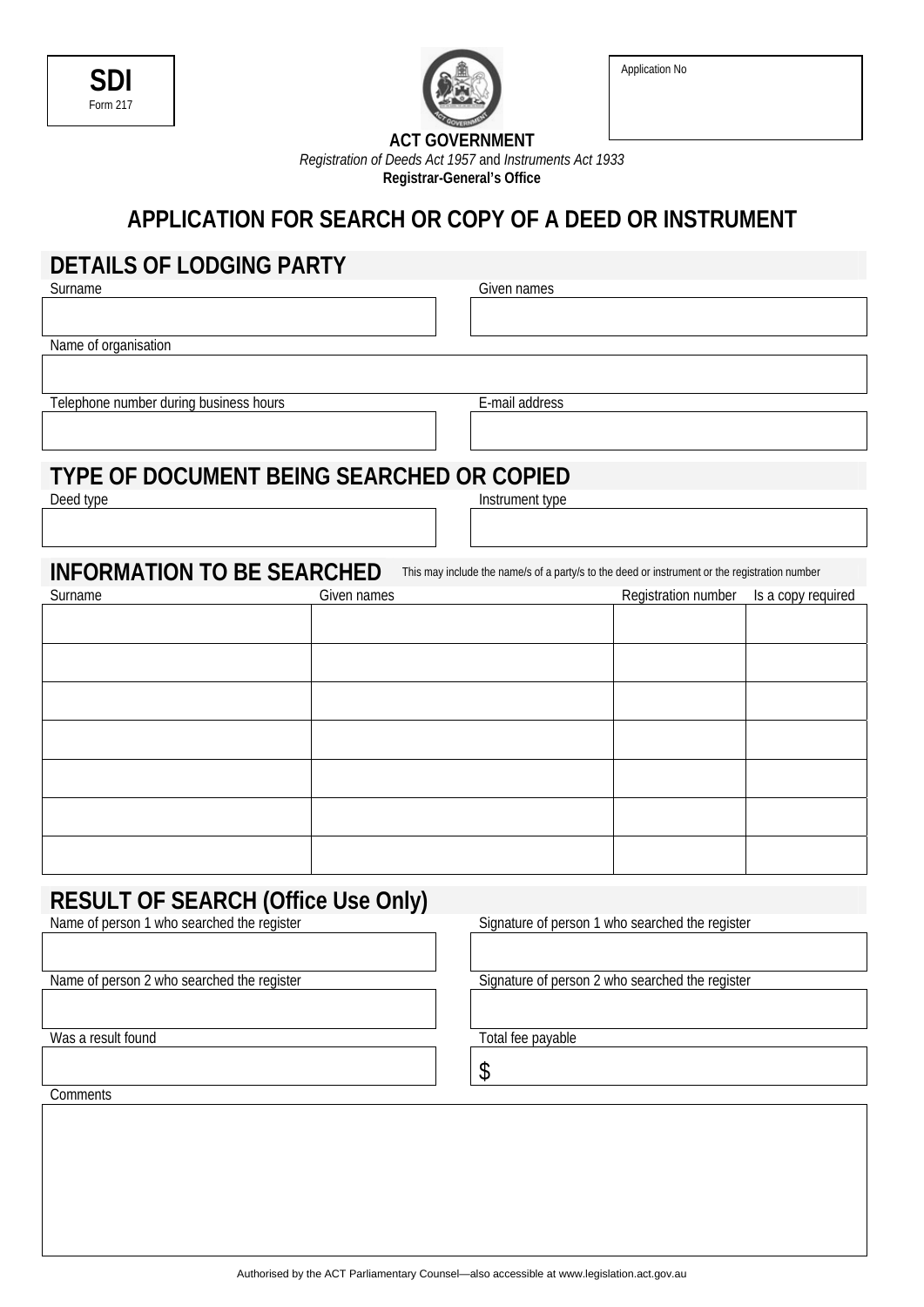**SDI**
Form 217

Application No

**ACT GOVERNMENT**
*Registration of Deeds Act 1957* and *Instruments Act 1933*
**Registrar-General's Office**

# APPLICATION FOR SEARCH OR COPY OF A DEED OR INSTRUMENT

## DETAILS OF LODGING PARTY

| Surname | Given names |
|---|---|
| | |

| Name of organisation |
|---|
| |

| Telephone number during business hours | E-mail address |
|---|---|
| | |

## TYPE OF DOCUMENT BEING SEARCHED OR COPIED

| Deed type | Instrument type |
|---|---|
| | |

## INFORMATION TO BE SEARCHED

This may include the name/s of a party/s to the deed or instrument or the registration number

| Surname | Given names | Registration number | Is a copy required |
|---|---|---|---|
| | | | |
| | | | |
| | | | |
| | | | |
| | | | |
| | | | |
| | | | |

## RESULT OF SEARCH (Office Use Only)

| Name of person 1 who searched the register | Signature of person 1 who searched the register |
|---|---|
| | |

| Name of person 2 who searched the register | Signature of person 2 who searched the register |
|---|---|
| | |

| Was a result found | Total fee payable |
|---|---|
| | $ |

| Comments |
|---|
| |

Authorised by the ACT Parliamentary Counsel—also accessible at www.legislation.act.gov.au